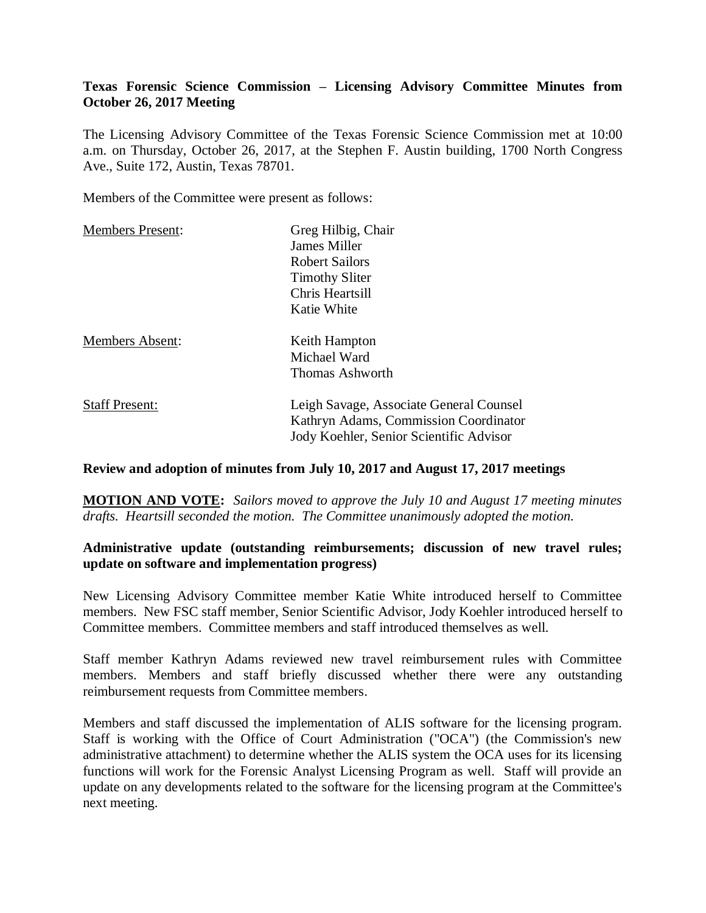**Texas Forensic Science Commission – Licensing Advisory Committee Minutes from October 26, 2017 Meeting**

The Licensing Advisory Committee of the Texas Forensic Science Commission met at 10:00 a.m. on Thursday, October 26, 2017, at the Stephen F. Austin building, 1700 North Congress Ave., Suite 172, Austin, Texas 78701.

Members of the Committee were present as follows:

| | |
|---|---|
| Members Present: | Greg Hilbig, Chair<br>James Miller<br>Robert Sailors<br>Timothy Sliter<br>Chris Heartsill<br>Katie White |
| Members Absent: | Keith Hampton<br>Michael Ward<br>Thomas Ashworth |
| Staff Present: | Leigh Savage, Associate General Counsel<br>Kathryn Adams, Commission Coordinator<br>Jody Koehler, Senior Scientific Advisor |

**Review and adoption of minutes from July 10, 2017 and August 17, 2017 meetings**

**MOTION AND VOTE:** *Sailors moved to approve the July 10 and August 17 meeting minutes drafts. Heartsill seconded the motion. The Committee unanimously adopted the motion.*

**Administrative update (outstanding reimbursements; discussion of new travel rules; update on software and implementation progress)**

New Licensing Advisory Committee member Katie White introduced herself to Committee members. New FSC staff member, Senior Scientific Advisor, Jody Koehler introduced herself to Committee members. Committee members and staff introduced themselves as well.

Staff member Kathryn Adams reviewed new travel reimbursement rules with Committee members. Members and staff briefly discussed whether there were any outstanding reimbursement requests from Committee members.

Members and staff discussed the implementation of ALIS software for the licensing program. Staff is working with the Office of Court Administration ("OCA") (the Commission's new administrative attachment) to determine whether the ALIS system the OCA uses for its licensing functions will work for the Forensic Analyst Licensing Program as well. Staff will provide an update on any developments related to the software for the licensing program at the Committee's next meeting.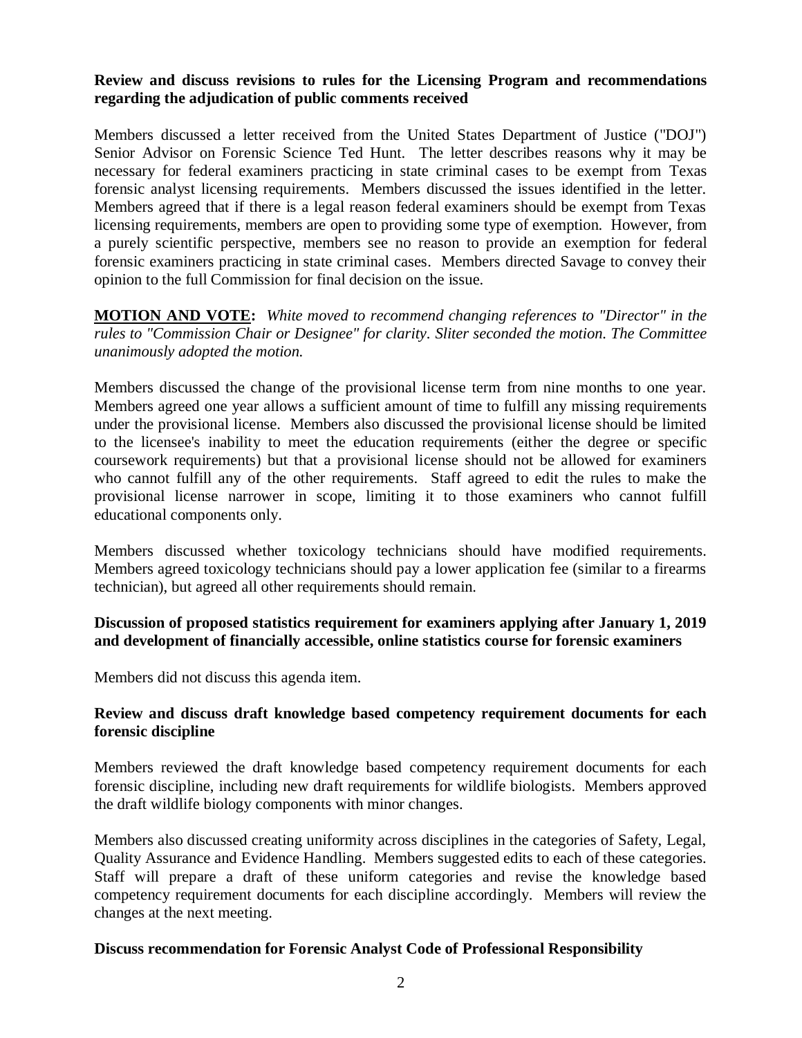**Review and discuss revisions to rules for the Licensing Program and recommendations regarding the adjudication of public comments received**

Members discussed a letter received from the United States Department of Justice ("DOJ") Senior Advisor on Forensic Science Ted Hunt. The letter describes reasons why it may be necessary for federal examiners practicing in state criminal cases to be exempt from Texas forensic analyst licensing requirements. Members discussed the issues identified in the letter. Members agreed that if there is a legal reason federal examiners should be exempt from Texas licensing requirements, members are open to providing some type of exemption. However, from a purely scientific perspective, members see no reason to provide an exemption for federal forensic examiners practicing in state criminal cases. Members directed Savage to convey their opinion to the full Commission for final decision on the issue.

**MOTION AND VOTE:** *White moved to recommend changing references to "Director" in the rules to "Commission Chair or Designee" for clarity. Sliter seconded the motion. The Committee unanimously adopted the motion.*

Members discussed the change of the provisional license term from nine months to one year. Members agreed one year allows a sufficient amount of time to fulfill any missing requirements under the provisional license. Members also discussed the provisional license should be limited to the licensee's inability to meet the education requirements (either the degree or specific coursework requirements) but that a provisional license should not be allowed for examiners who cannot fulfill any of the other requirements. Staff agreed to edit the rules to make the provisional license narrower in scope, limiting it to those examiners who cannot fulfill educational components only.

Members discussed whether toxicology technicians should have modified requirements. Members agreed toxicology technicians should pay a lower application fee (similar to a firearms technician), but agreed all other requirements should remain.

**Discussion of proposed statistics requirement for examiners applying after January 1, 2019 and development of financially accessible, online statistics course for forensic examiners**

Members did not discuss this agenda item.

**Review and discuss draft knowledge based competency requirement documents for each forensic discipline**

Members reviewed the draft knowledge based competency requirement documents for each forensic discipline, including new draft requirements for wildlife biologists. Members approved the draft wildlife biology components with minor changes.

Members also discussed creating uniformity across disciplines in the categories of Safety, Legal, Quality Assurance and Evidence Handling. Members suggested edits to each of these categories. Staff will prepare a draft of these uniform categories and revise the knowledge based competency requirement documents for each discipline accordingly. Members will review the changes at the next meeting.

**Discuss recommendation for Forensic Analyst Code of Professional Responsibility**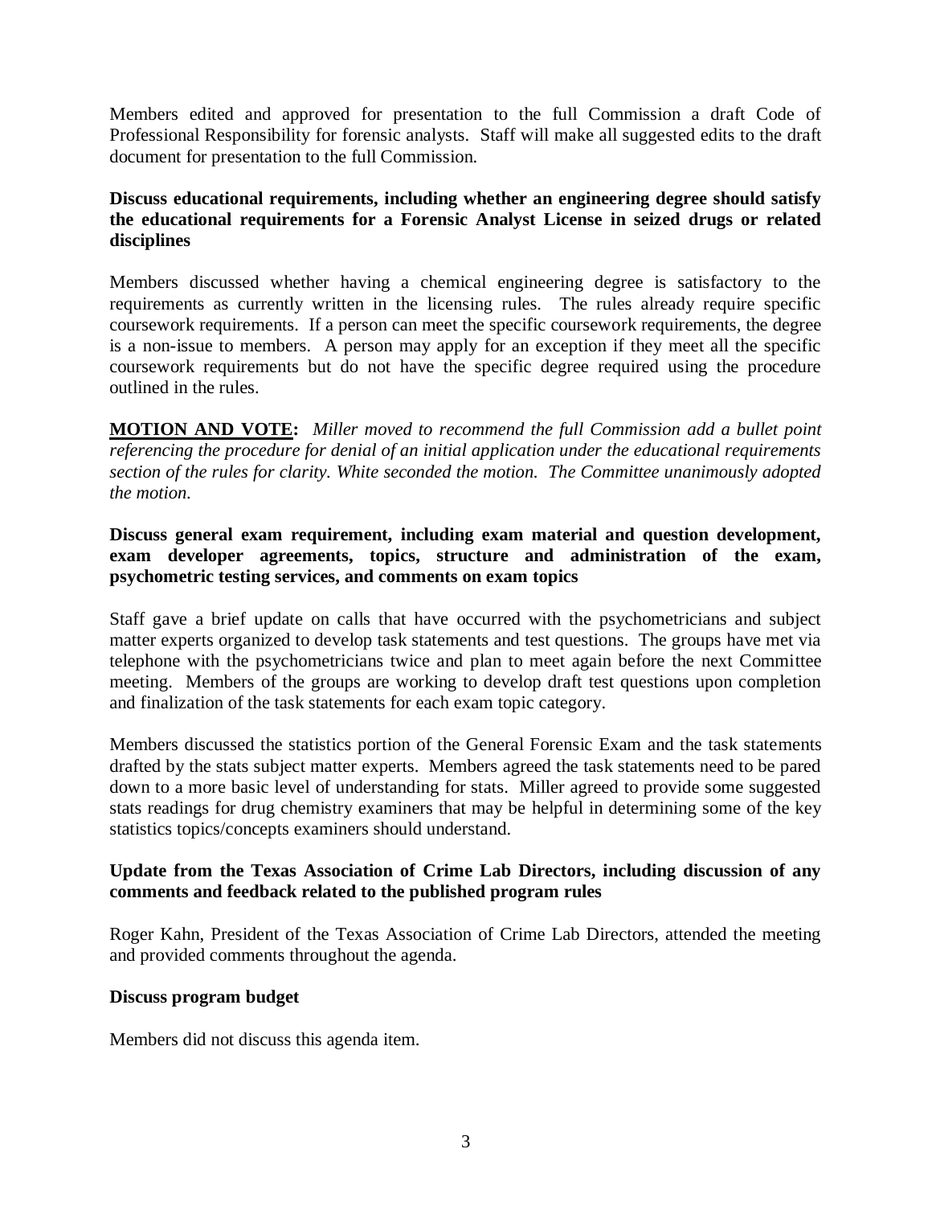Members edited and approved for presentation to the full Commission a draft Code of Professional Responsibility for forensic analysts. Staff will make all suggested edits to the draft document for presentation to the full Commission.

**Discuss educational requirements, including whether an engineering degree should satisfy the educational requirements for a Forensic Analyst License in seized drugs or related disciplines**

Members discussed whether having a chemical engineering degree is satisfactory to the requirements as currently written in the licensing rules. The rules already require specific coursework requirements. If a person can meet the specific coursework requirements, the degree is a non-issue to members. A person may apply for an exception if they meet all the specific coursework requirements but do not have the specific degree required using the procedure outlined in the rules.

**MOTION AND VOTE:** *Miller moved to recommend the full Commission add a bullet point referencing the procedure for denial of an initial application under the educational requirements section of the rules for clarity. White seconded the motion. The Committee unanimously adopted the motion.*

**Discuss general exam requirement, including exam material and question development, exam developer agreements, topics, structure and administration of the exam, psychometric testing services, and comments on exam topics**

Staff gave a brief update on calls that have occurred with the psychometricians and subject matter experts organized to develop task statements and test questions. The groups have met via telephone with the psychometricians twice and plan to meet again before the next Committee meeting. Members of the groups are working to develop draft test questions upon completion and finalization of the task statements for each exam topic category.

Members discussed the statistics portion of the General Forensic Exam and the task statements drafted by the stats subject matter experts. Members agreed the task statements need to be pared down to a more basic level of understanding for stats. Miller agreed to provide some suggested stats readings for drug chemistry examiners that may be helpful in determining some of the key statistics topics/concepts examiners should understand.

**Update from the Texas Association of Crime Lab Directors, including discussion of any comments and feedback related to the published program rules**

Roger Kahn, President of the Texas Association of Crime Lab Directors, attended the meeting and provided comments throughout the agenda.

**Discuss program budget**

Members did not discuss this agenda item.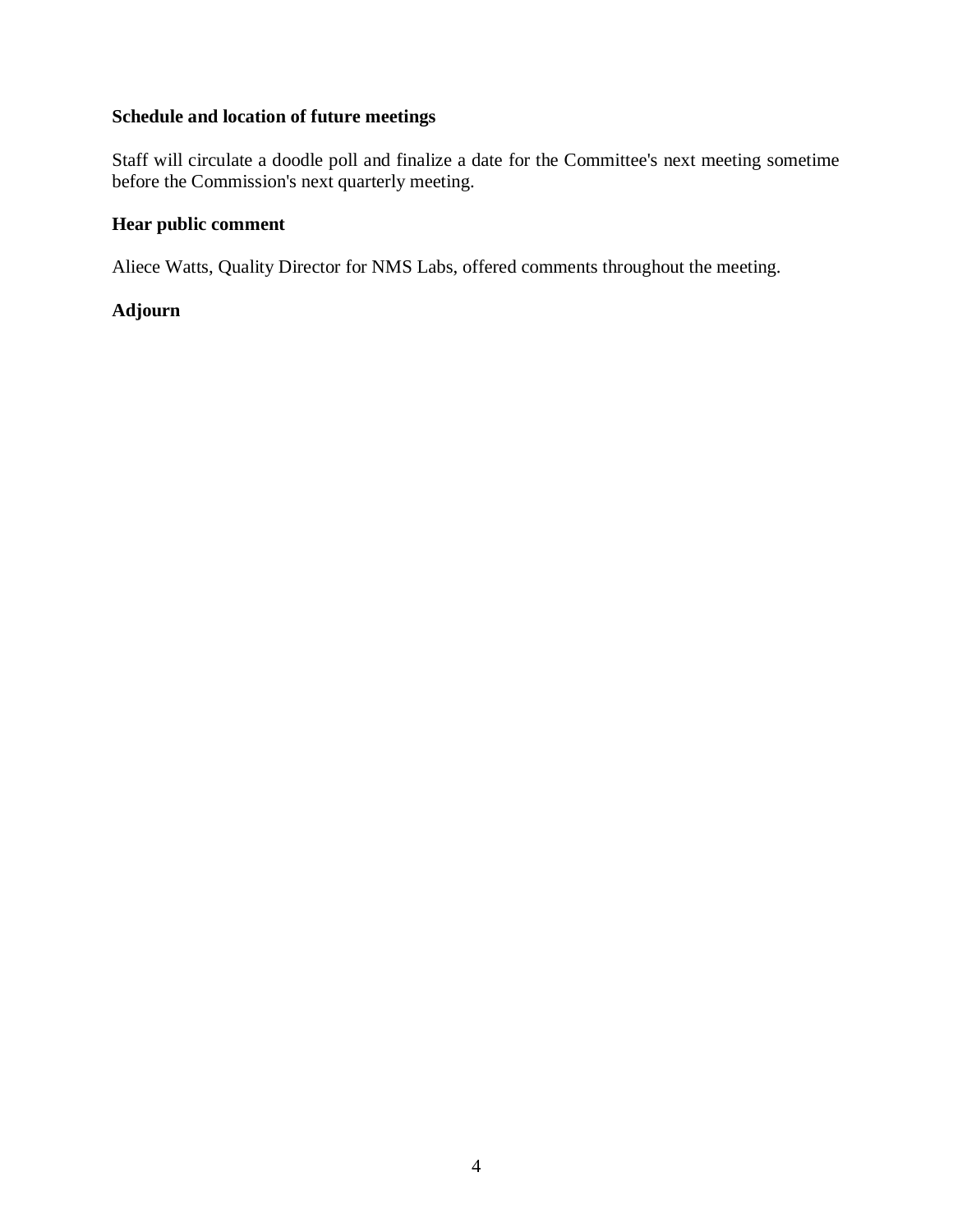**Schedule and location of future meetings**

Staff will circulate a doodle poll and finalize a date for the Committee's next meeting sometime before the Commission's next quarterly meeting.

**Hear public comment**

Aliece Watts, Quality Director for NMS Labs, offered comments throughout the meeting.

**Adjourn**